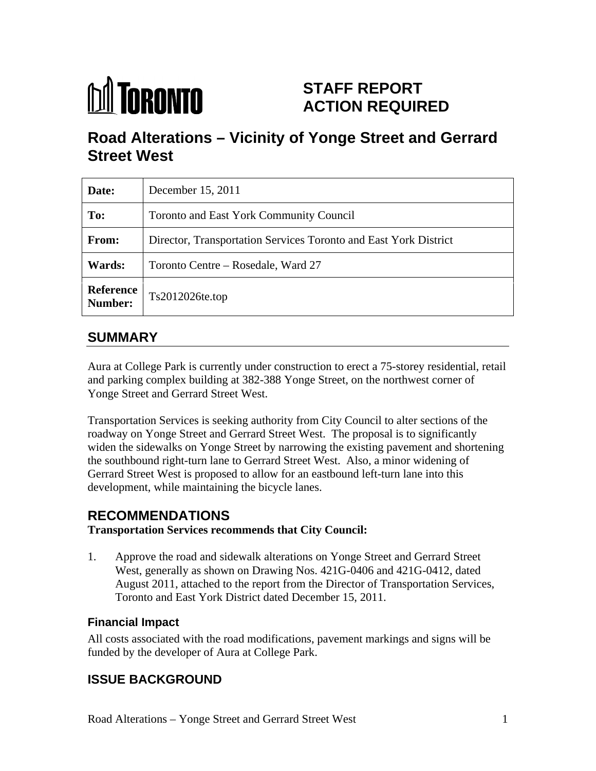TORONTO

# STAFF REPORT ACTION REQUIRED

# Road Alterations – Vicinity of Yonge Street and Gerrard Street West

| | |
|---|---|
| **Date:** | December 15, 2011 |
| **To:** | Toronto and East York Community Council |
| **From:** | Director, Transportation Services Toronto and East York District |
| **Wards:** | Toronto Centre – Rosedale, Ward 27 |
| **Reference Number:** | Ts2012026te.top |

## SUMMARY

Aura at College Park is currently under construction to erect a 75-storey residential, retail and parking complex building at 382-388 Yonge Street, on the northwest corner of Yonge Street and Gerrard Street West.

Transportation Services is seeking authority from City Council to alter sections of the roadway on Yonge Street and Gerrard Street West. The proposal is to significantly widen the sidewalks on Yonge Street by narrowing the existing pavement and shortening the southbound right-turn lane to Gerrard Street West. Also, a minor widening of Gerrard Street West is proposed to allow for an eastbound left-turn lane into this development, while maintaining the bicycle lanes.

## RECOMMENDATIONS

**Transportation Services recommends that City Council:**

1. Approve the road and sidewalk alterations on Yonge Street and Gerrard Street West, generally as shown on Drawing Nos. 421G-0406 and 421G-0412, dated August 2011, attached to the report from the Director of Transportation Services, Toronto and East York District dated December 15, 2011.

### Financial Impact

All costs associated with the road modifications, pavement markings and signs will be funded by the developer of Aura at College Park.

## ISSUE BACKGROUND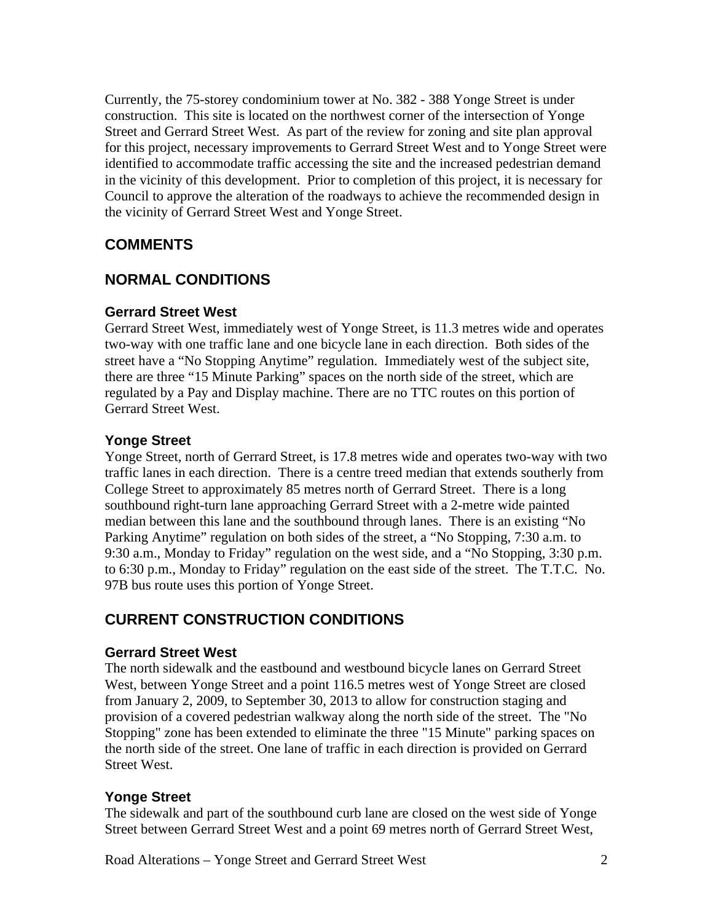Currently, the 75-storey condominium tower at No. 382 - 388 Yonge Street is under construction. This site is located on the northwest corner of the intersection of Yonge Street and Gerrard Street West. As part of the review for zoning and site plan approval for this project, necessary improvements to Gerrard Street West and to Yonge Street were identified to accommodate traffic accessing the site and the increased pedestrian demand in the vicinity of this development. Prior to completion of this project, it is necessary for Council to approve the alteration of the roadways to achieve the recommended design in the vicinity of Gerrard Street West and Yonge Street.

## COMMENTS

## NORMAL CONDITIONS

### Gerrard Street West

Gerrard Street West, immediately west of Yonge Street, is 11.3 metres wide and operates two-way with one traffic lane and one bicycle lane in each direction. Both sides of the street have a "No Stopping Anytime" regulation. Immediately west of the subject site, there are three "15 Minute Parking" spaces on the north side of the street, which are regulated by a Pay and Display machine. There are no TTC routes on this portion of Gerrard Street West.

### Yonge Street

Yonge Street, north of Gerrard Street, is 17.8 metres wide and operates two-way with two traffic lanes in each direction. There is a centre treed median that extends southerly from College Street to approximately 85 metres north of Gerrard Street. There is a long southbound right-turn lane approaching Gerrard Street with a 2-metre wide painted median between this lane and the southbound through lanes. There is an existing "No Parking Anytime" regulation on both sides of the street, a "No Stopping, 7:30 a.m. to 9:30 a.m., Monday to Friday" regulation on the west side, and a "No Stopping, 3:30 p.m. to 6:30 p.m., Monday to Friday" regulation on the east side of the street. The T.T.C. No. 97B bus route uses this portion of Yonge Street.

## CURRENT CONSTRUCTION CONDITIONS

### Gerrard Street West

The north sidewalk and the eastbound and westbound bicycle lanes on Gerrard Street West, between Yonge Street and a point 116.5 metres west of Yonge Street are closed from January 2, 2009, to September 30, 2013 to allow for construction staging and provision of a covered pedestrian walkway along the north side of the street. The "No Stopping" zone has been extended to eliminate the three "15 Minute" parking spaces on the north side of the street. One lane of traffic in each direction is provided on Gerrard Street West.

### Yonge Street

The sidewalk and part of the southbound curb lane are closed on the west side of Yonge Street between Gerrard Street West and a point 69 metres north of Gerrard Street West,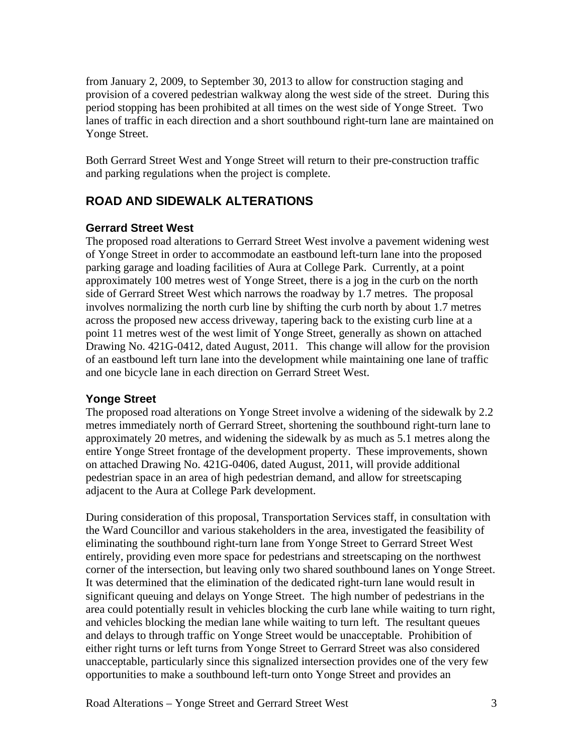from January 2, 2009, to September 30, 2013 to allow for construction staging and provision of a covered pedestrian walkway along the west side of the street. During this period stopping has been prohibited at all times on the west side of Yonge Street. Two lanes of traffic in each direction and a short southbound right-turn lane are maintained on Yonge Street.

Both Gerrard Street West and Yonge Street will return to their pre-construction traffic and parking regulations when the project is complete.

## ROAD AND SIDEWALK ALTERATIONS

### Gerrard Street West

The proposed road alterations to Gerrard Street West involve a pavement widening west of Yonge Street in order to accommodate an eastbound left-turn lane into the proposed parking garage and loading facilities of Aura at College Park. Currently, at a point approximately 100 metres west of Yonge Street, there is a jog in the curb on the north side of Gerrard Street West which narrows the roadway by 1.7 metres. The proposal involves normalizing the north curb line by shifting the curb north by about 1.7 metres across the proposed new access driveway, tapering back to the existing curb line at a point 11 metres west of the west limit of Yonge Street, generally as shown on attached Drawing No. 421G-0412, dated August, 2011. This change will allow for the provision of an eastbound left turn lane into the development while maintaining one lane of traffic and one bicycle lane in each direction on Gerrard Street West.

### Yonge Street

The proposed road alterations on Yonge Street involve a widening of the sidewalk by 2.2 metres immediately north of Gerrard Street, shortening the southbound right-turn lane to approximately 20 metres, and widening the sidewalk by as much as 5.1 metres along the entire Yonge Street frontage of the development property. These improvements, shown on attached Drawing No. 421G-0406, dated August, 2011, will provide additional pedestrian space in an area of high pedestrian demand, and allow for streetscaping adjacent to the Aura at College Park development.

During consideration of this proposal, Transportation Services staff, in consultation with the Ward Councillor and various stakeholders in the area, investigated the feasibility of eliminating the southbound right-turn lane from Yonge Street to Gerrard Street West entirely, providing even more space for pedestrians and streetscaping on the northwest corner of the intersection, but leaving only two shared southbound lanes on Yonge Street. It was determined that the elimination of the dedicated right-turn lane would result in significant queuing and delays on Yonge Street. The high number of pedestrians in the area could potentially result in vehicles blocking the curb lane while waiting to turn right, and vehicles blocking the median lane while waiting to turn left. The resultant queues and delays to through traffic on Yonge Street would be unacceptable. Prohibition of either right turns or left turns from Yonge Street to Gerrard Street was also considered unacceptable, particularly since this signalized intersection provides one of the very few opportunities to make a southbound left-turn onto Yonge Street and provides an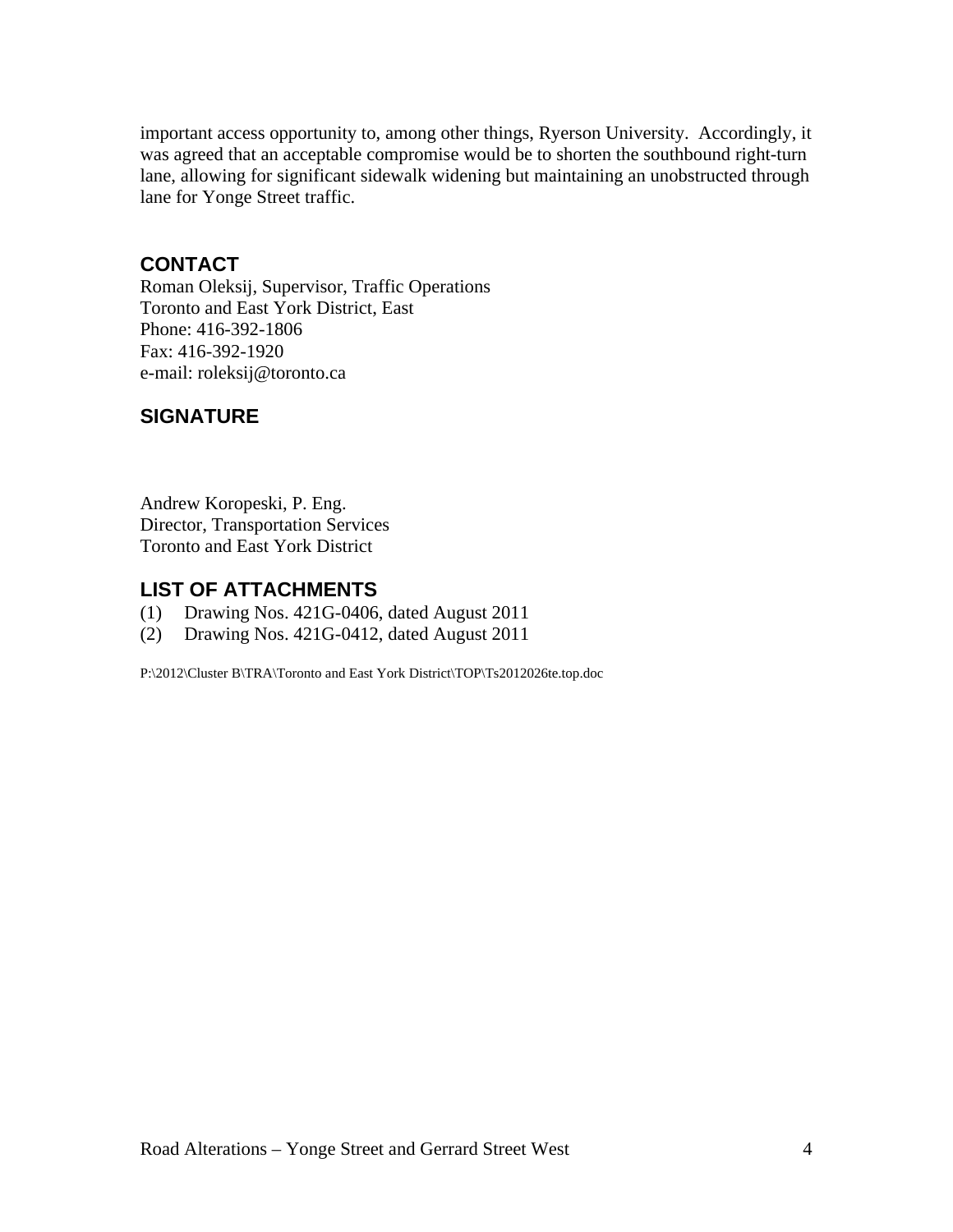important access opportunity to, among other things, Ryerson University. Accordingly, it was agreed that an acceptable compromise would be to shorten the southbound right-turn lane, allowing for significant sidewalk widening but maintaining an unobstructed through lane for Yonge Street traffic.

## CONTACT

Roman Oleksij, Supervisor, Traffic Operations
Toronto and East York District, East
Phone: 416-392-1806
Fax: 416-392-1920
e-mail: roleksij@toronto.ca

## SIGNATURE

Andrew Koropeski, P. Eng.
Director, Transportation Services
Toronto and East York District

## LIST OF ATTACHMENTS

(1) Drawing Nos. 421G-0406, dated August 2011
(2) Drawing Nos. 421G-0412, dated August 2011

P:\2012\Cluster B\TRA\Toronto and East York District\TOP\Ts2012026te.top.doc